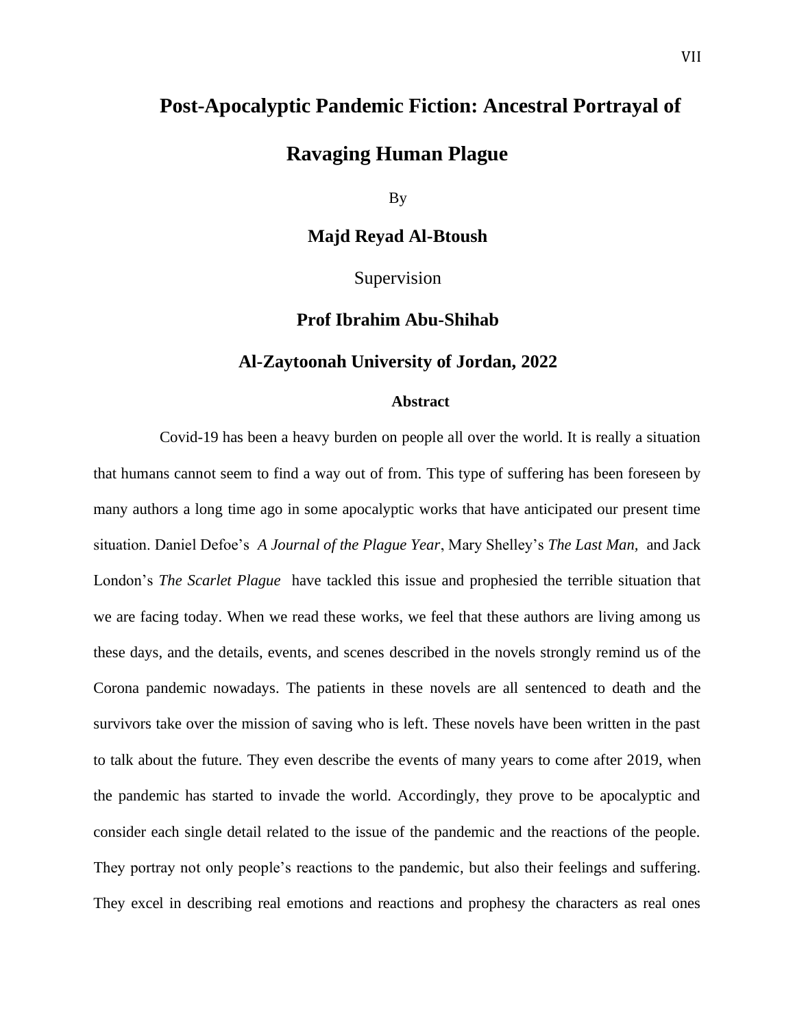# Post-Apocalyptic Pandemic Fiction: Ancestral Portrayal of Ravaging Human Plague

By

**Majd Reyad Al-Btoush**

Supervision

**Prof Ibrahim Abu-Shihab**

**Al-Zaytoonah University of Jordan, 2022**

## Abstract

Covid-19 has been a heavy burden on people all over the world. It is really a situation that humans cannot seem to find a way out of from. This type of suffering has been foreseen by many authors a long time ago in some apocalyptic works that have anticipated our present time situation. Daniel Defoe's *A Journal of the Plague Year*, Mary Shelley's *The Last Man,* and Jack London's *The Scarlet Plague* have tackled this issue and prophesied the terrible situation that we are facing today. When we read these works, we feel that these authors are living among us these days, and the details, events, and scenes described in the novels strongly remind us of the Corona pandemic nowadays. The patients in these novels are all sentenced to death and the survivors take over the mission of saving who is left. These novels have been written in the past to talk about the future. They even describe the events of many years to come after 2019, when the pandemic has started to invade the world. Accordingly, they prove to be apocalyptic and consider each single detail related to the issue of the pandemic and the reactions of the people. They portray not only people's reactions to the pandemic, but also their feelings and suffering. They excel in describing real emotions and reactions and prophesy the characters as real ones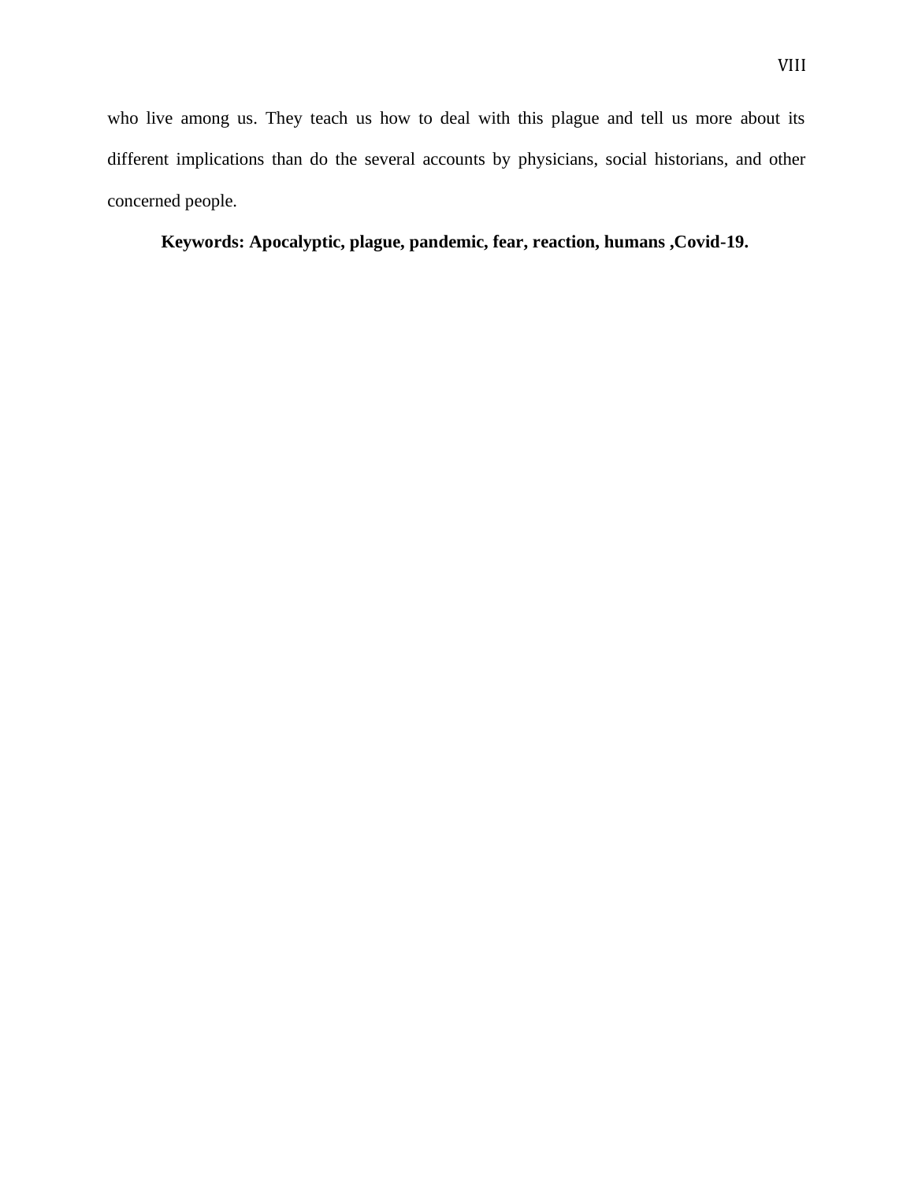who live among us. They teach us how to deal with this plague and tell us more about its different implications than do the several accounts by physicians, social historians, and other concerned people.

**Keywords: Apocalyptic, plague, pandemic, fear, reaction, humans ,Covid-19.**